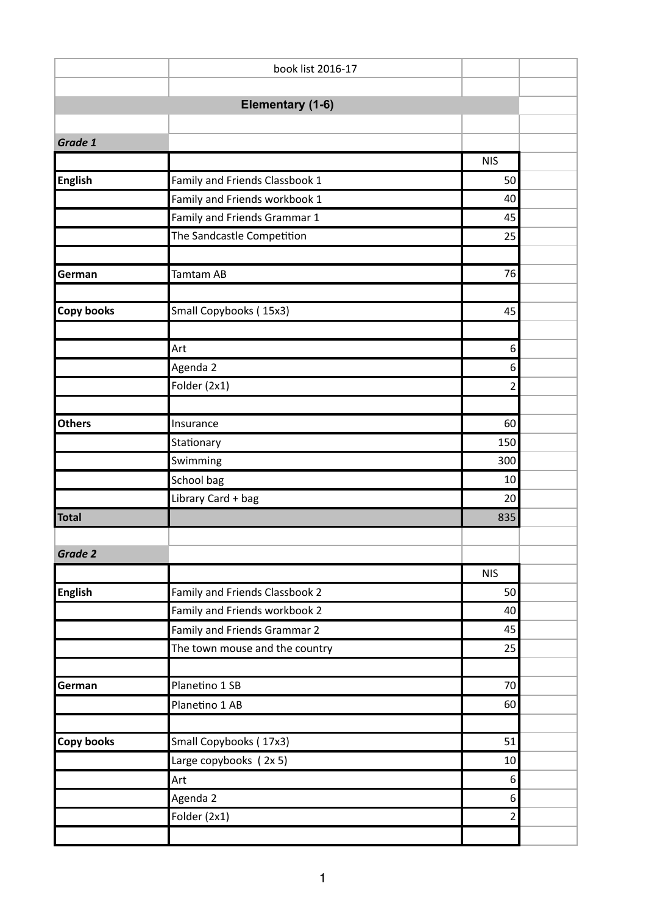book list 2016-17

## Elementary (1-6)

### *Grade 1*

| | | NIS |
|---|---|---|
| **English** | Family and Friends Classbook 1 | 50 |
| | Family and Friends workbook 1 | 40 |
| | Family and Friends Grammar 1 | 45 |
| | The Sandcastle Competition | 25 |
| | | |
| **German** | Tamtam AB | 76 |
| | | |
| **Copy books** | Small Copybooks ( 15x3) | 45 |
| | | |
| | Art | 6 |
| | Agenda 2 | 6 |
| | Folder (2x1) | 2 |
| | | |
| **Others** | Insurance | 60 |
| | Stationary | 150 |
| | Swimming | 300 |
| | School bag | 10 |
| | Library Card + bag | 20 |
| **Total** | | 835 |

### *Grade 2*

| | | NIS |
|---|---|---|
| **English** | Family and Friends Classbook 2 | 50 |
| | Family and Friends workbook 2 | 40 |
| | Family and Friends Grammar 2 | 45 |
| | The town mouse and the country | 25 |
| | | |
| **German** | Planetino 1 SB | 70 |
| | Planetino 1 AB | 60 |
| | | |
| **Copy books** | Small Copybooks ( 17x3) | 51 |
| | Large copybooks ( 2x 5) | 10 |
| | Art | 6 |
| | Agenda 2 | 6 |
| | Folder (2x1) | 2 |
| | | |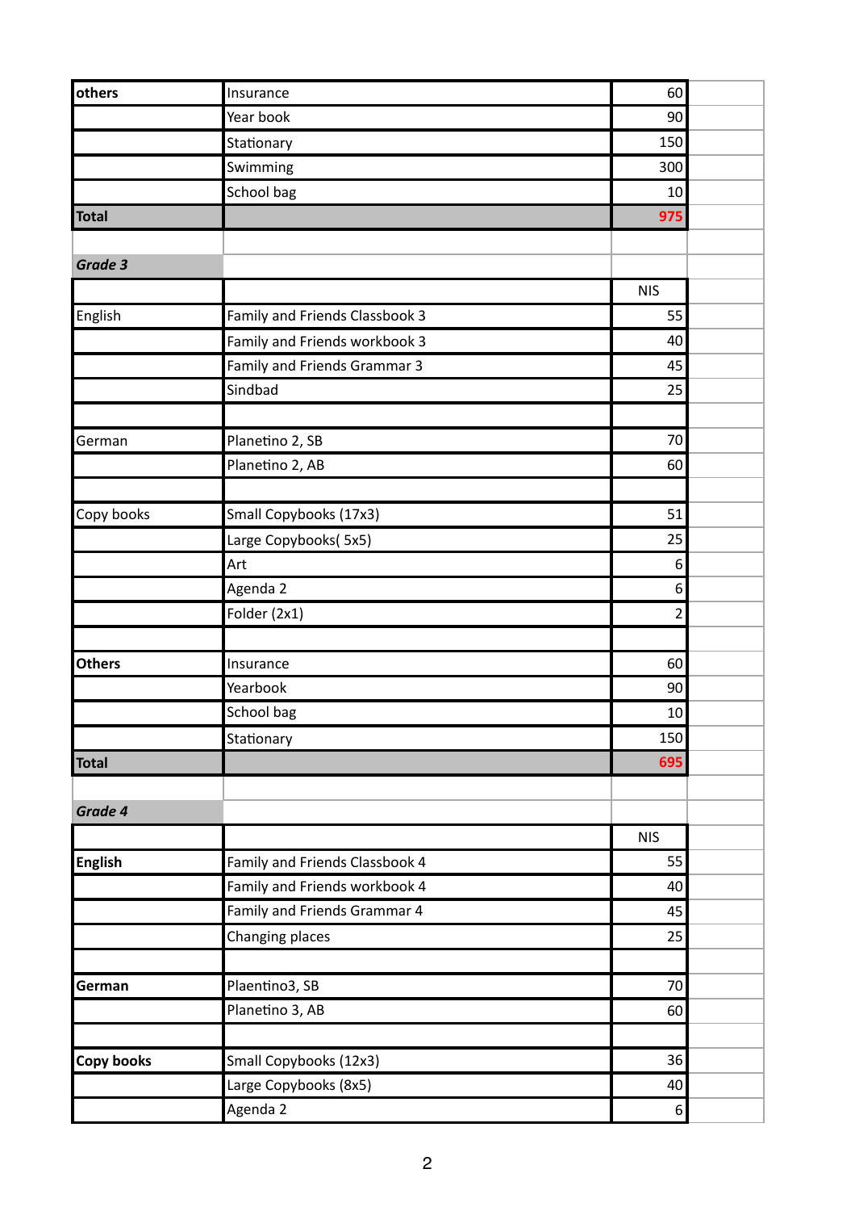| | | | |
|---|---|---|---|
| **others** | Insurance | 60 | |
| | Year book | 90 | |
| | Stationary | 150 | |
| | Swimming | 300 | |
| | School bag | 10 | |
| **Total** | | **975** | |
| | | | |
| ***Grade 3*** | | | |
| | | NIS | |
| English | Family and Friends Classbook 3 | 55 | |
| | Family and Friends workbook 3 | 40 | |
| | Family and Friends Grammar 3 | 45 | |
| | Sindbad | 25 | |
| | | | |
| German | Planetino 2, SB | 70 | |
| | Planetino 2, AB | 60 | |
| | | | |
| Copy books | Small Copybooks (17x3) | 51 | |
| | Large Copybooks( 5x5) | 25 | |
| | Art | 6 | |
| | Agenda 2 | 6 | |
| | Folder (2x1) | 2 | |
| | | | |
| **Others** | Insurance | 60 | |
| | Yearbook | 90 | |
| | School bag | 10 | |
| | Stationary | 150 | |
| **Total** | | **695** | |
| | | | |
| ***Grade 4*** | | | |
| | | NIS | |
| **English** | Family and Friends Classbook 4 | 55 | |
| | Family and Friends workbook 4 | 40 | |
| | Family and Friends Grammar 4 | 45 | |
| | Changing places | 25 | |
| | | | |
| **German** | Plaentino3, SB | 70 | |
| | Planetino 3, AB | 60 | |
| | | | |
| **Copy books** | Small Copybooks (12x3) | 36 | |
| | Large Copybooks (8x5) | 40 | |
| | Agenda 2 | 6 | |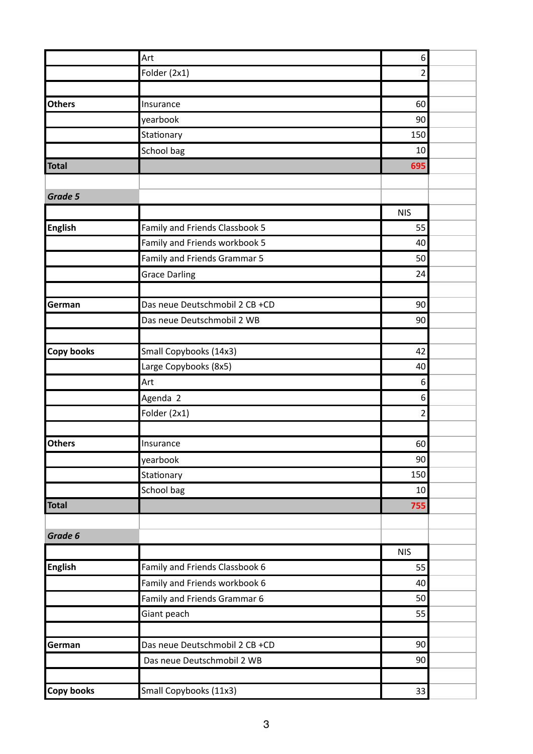| | | |
|---|---|---|
| | Art | 6 |
| | Folder (2x1) | 2 |
| | | |
| **Others** | Insurance | 60 |
| | yearbook | 90 |
| | Stationary | 150 |
| | School bag | 10 |
| **Total** | | **695** |
| | | |
| ***Grade 5*** | | |
| | | NIS |
| **English** | Family and Friends Classbook 5 | 55 |
| | Family and Friends workbook 5 | 40 |
| | Family and Friends Grammar 5 | 50 |
| | Grace Darling | 24 |
| | | |
| **German** | Das neue Deutschmobil 2 CB +CD | 90 |
| | Das neue Deutschmobil 2 WB | 90 |
| | | |
| **Copy books** | Small Copybooks (14x3) | 42 |
| | Large Copybooks (8x5) | 40 |
| | Art | 6 |
| | Agenda 2 | 6 |
| | Folder (2x1) | 2 |
| | | |
| **Others** | Insurance | 60 |
| | yearbook | 90 |
| | Stationary | 150 |
| | School bag | 10 |
| **Total** | | **755** |
| | | |
| ***Grade 6*** | | |
| | | NIS |
| **English** | Family and Friends Classbook 6 | 55 |
| | Family and Friends workbook 6 | 40 |
| | Family and Friends Grammar 6 | 50 |
| | Giant peach | 55 |
| | | |
| **German** | Das neue Deutschmobil 2 CB +CD | 90 |
| | Das neue Deutschmobil 2 WB | 90 |
| | | |
| **Copy books** | Small Copybooks (11x3) | 33 |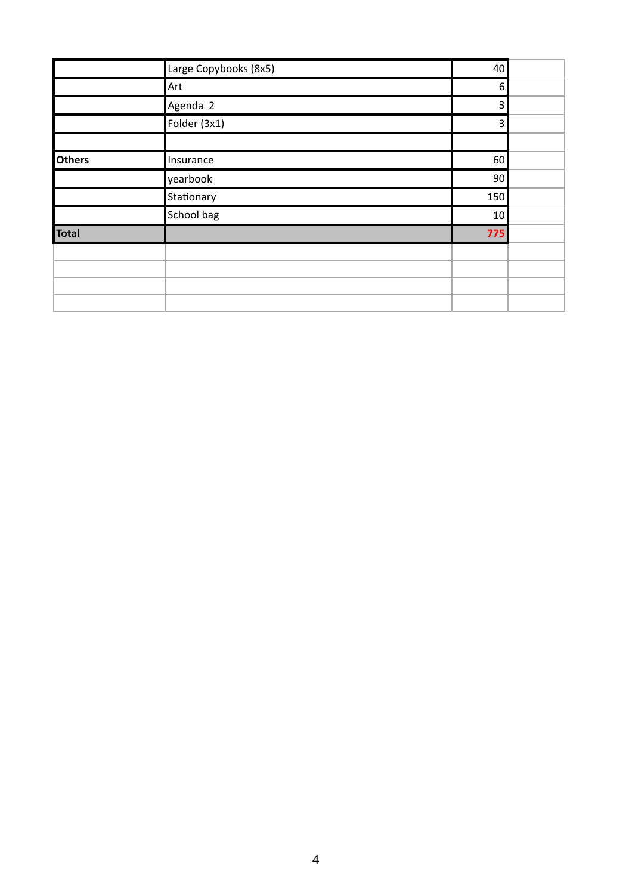| | | | |
|---|---|---|---|
| | Large Copybooks (8x5) | 40 | |
| | Art | 6 | |
| | Agenda 2 | 3 | |
| | Folder (3x1) | 3 | |
| | | | |
| **Others** | Insurance | 60 | |
| | yearbook | 90 | |
| | Stationary | 150 | |
| | School bag | 10 | |
| **Total** | | **775** | |
| | | | |
| | | | |
| | | | |
| | | | |